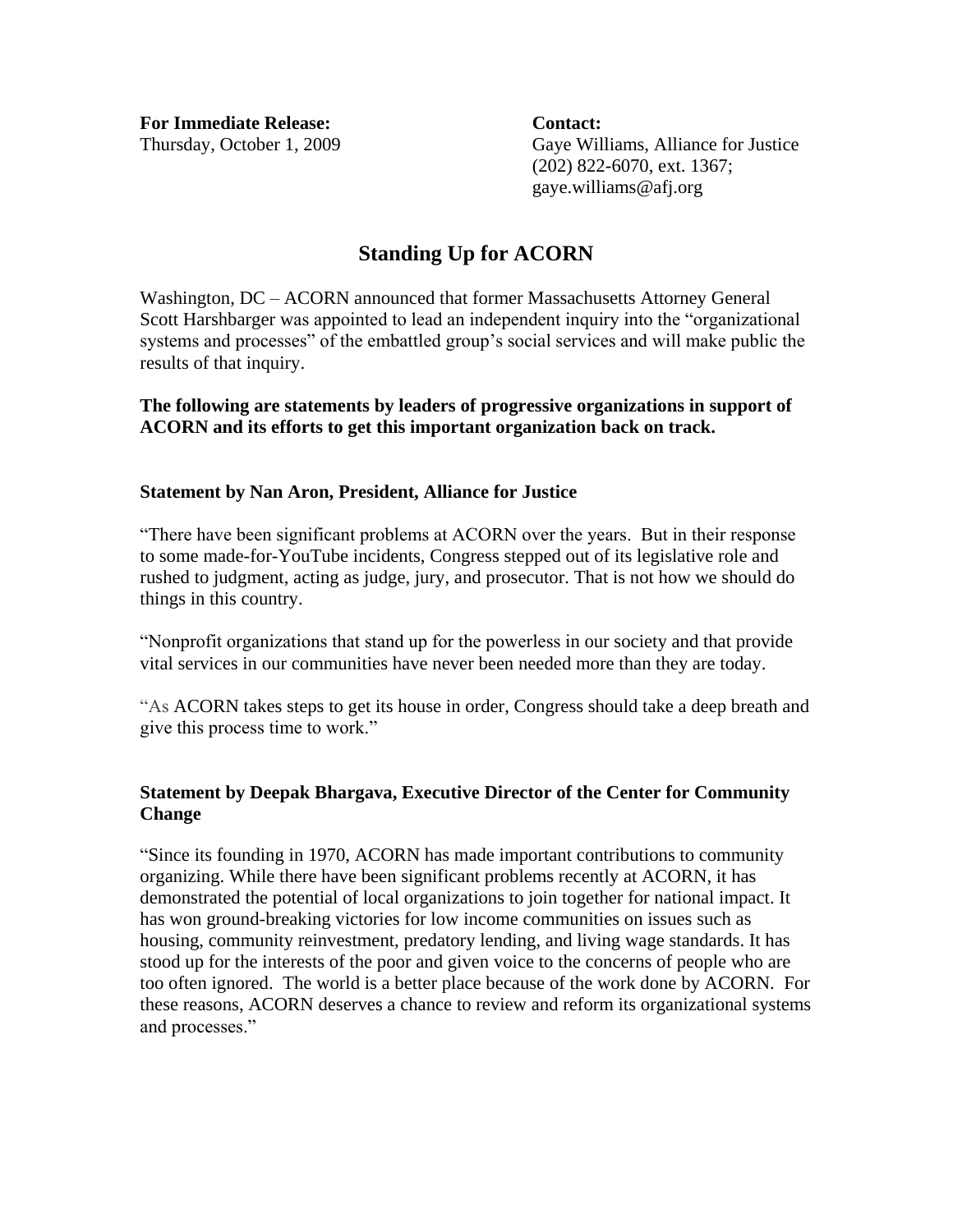**For Immediate Release:**
Thursday, October 1, 2009

**Contact:**
Gaye Williams, Alliance for Justice
(202) 822-6070, ext. 1367;
gaye.williams@afj.org

# Standing Up for ACORN

Washington, DC – ACORN announced that former Massachusetts Attorney General Scott Harshbarger was appointed to lead an independent inquiry into the "organizational systems and processes" of the embattled group's social services and will make public the results of that inquiry.

**The following are statements by leaders of progressive organizations in support of ACORN and its efforts to get this important organization back on track.**

### Statement by Nan Aron, President, Alliance for Justice

"There have been significant problems at ACORN over the years. But in their response to some made-for-YouTube incidents, Congress stepped out of its legislative role and rushed to judgment, acting as judge, jury, and prosecutor. That is not how we should do things in this country.

"Nonprofit organizations that stand up for the powerless in our society and that provide vital services in our communities have never been needed more than they are today.

"As ACORN takes steps to get its house in order, Congress should take a deep breath and give this process time to work."

### Statement by Deepak Bhargava, Executive Director of the Center for Community Change

"Since its founding in 1970, ACORN has made important contributions to community organizing. While there have been significant problems recently at ACORN, it has demonstrated the potential of local organizations to join together for national impact. It has won ground-breaking victories for low income communities on issues such as housing, community reinvestment, predatory lending, and living wage standards. It has stood up for the interests of the poor and given voice to the concerns of people who are too often ignored. The world is a better place because of the work done by ACORN. For these reasons, ACORN deserves a chance to review and reform its organizational systems and processes."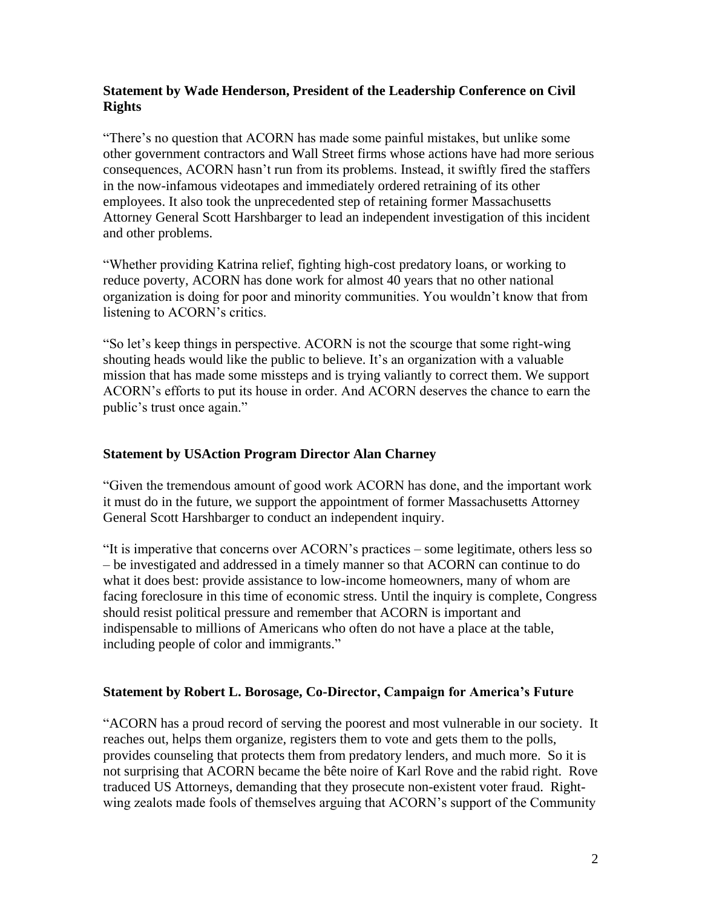**Statement by Wade Henderson, President of the Leadership Conference on Civil Rights**

"There's no question that ACORN has made some painful mistakes, but unlike some other government contractors and Wall Street firms whose actions have had more serious consequences, ACORN hasn't run from its problems. Instead, it swiftly fired the staffers in the now-infamous videotapes and immediately ordered retraining of its other employees. It also took the unprecedented step of retaining former Massachusetts Attorney General Scott Harshbarger to lead an independent investigation of this incident and other problems.

"Whether providing Katrina relief, fighting high-cost predatory loans, or working to reduce poverty, ACORN has done work for almost 40 years that no other national organization is doing for poor and minority communities. You wouldn't know that from listening to ACORN's critics.

"So let's keep things in perspective. ACORN is not the scourge that some right-wing shouting heads would like the public to believe. It's an organization with a valuable mission that has made some missteps and is trying valiantly to correct them. We support ACORN's efforts to put its house in order. And ACORN deserves the chance to earn the public's trust once again."

**Statement by USAction Program Director Alan Charney**

"Given the tremendous amount of good work ACORN has done, and the important work it must do in the future, we support the appointment of former Massachusetts Attorney General Scott Harshbarger to conduct an independent inquiry.

"It is imperative that concerns over ACORN's practices – some legitimate, others less so – be investigated and addressed in a timely manner so that ACORN can continue to do what it does best: provide assistance to low-income homeowners, many of whom are facing foreclosure in this time of economic stress. Until the inquiry is complete, Congress should resist political pressure and remember that ACORN is important and indispensable to millions of Americans who often do not have a place at the table, including people of color and immigrants."

**Statement by Robert L. Borosage, Co-Director, Campaign for America's Future**

"ACORN has a proud record of serving the poorest and most vulnerable in our society. It reaches out, helps them organize, registers them to vote and gets them to the polls, provides counseling that protects them from predatory lenders, and much more. So it is not surprising that ACORN became the bête noire of Karl Rove and the rabid right. Rove traduced US Attorneys, demanding that they prosecute non-existent voter fraud. Right-wing zealots made fools of themselves arguing that ACORN's support of the Community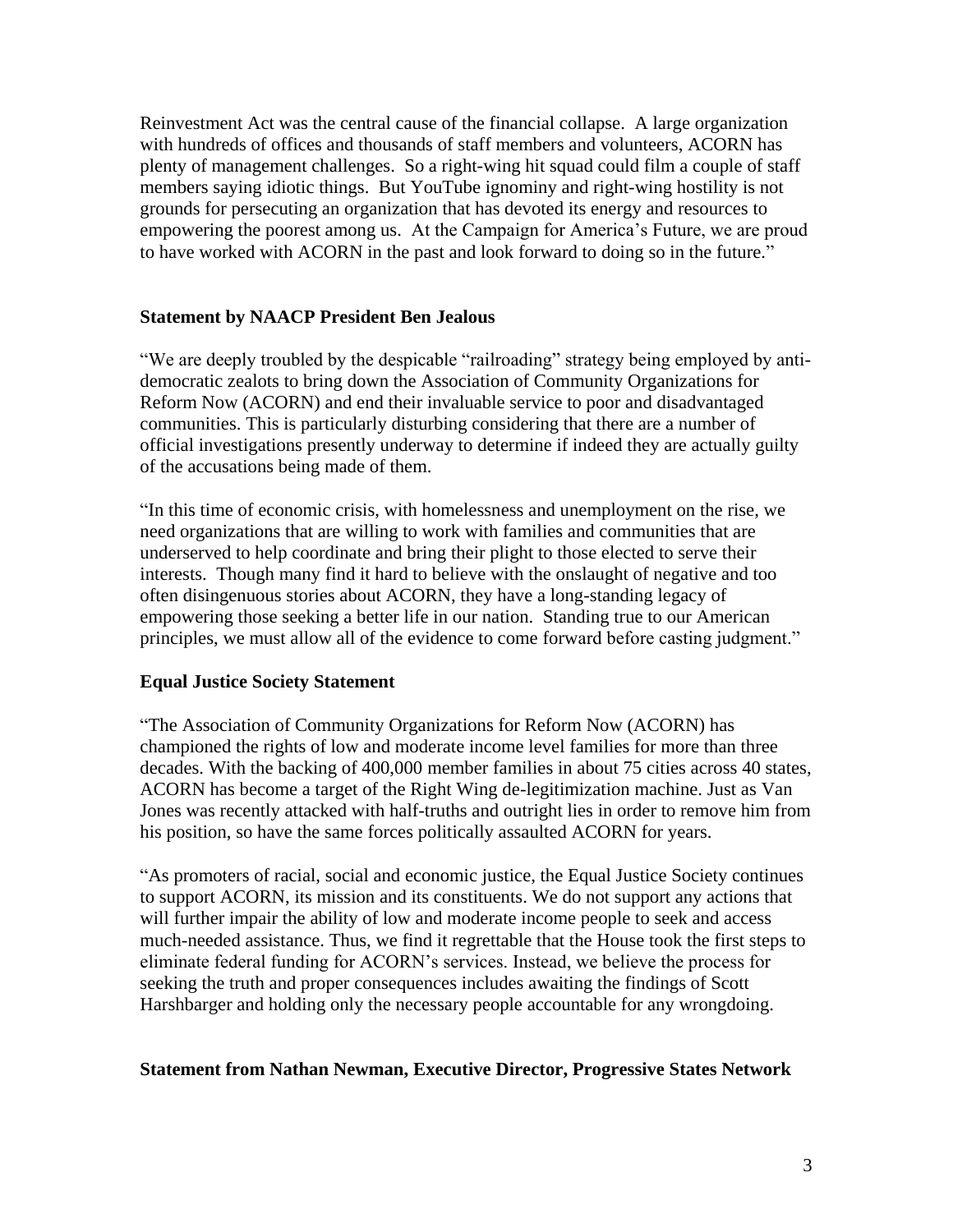Reinvestment Act was the central cause of the financial collapse. A large organization with hundreds of offices and thousands of staff members and volunteers, ACORN has plenty of management challenges. So a right-wing hit squad could film a couple of staff members saying idiotic things. But YouTube ignominy and right-wing hostility is not grounds for persecuting an organization that has devoted its energy and resources to empowering the poorest among us. At the Campaign for America's Future, we are proud to have worked with ACORN in the past and look forward to doing so in the future."

**Statement by NAACP President Ben Jealous**

"We are deeply troubled by the despicable "railroading" strategy being employed by anti-democratic zealots to bring down the Association of Community Organizations for Reform Now (ACORN) and end their invaluable service to poor and disadvantaged communities. This is particularly disturbing considering that there are a number of official investigations presently underway to determine if indeed they are actually guilty of the accusations being made of them.

"In this time of economic crisis, with homelessness and unemployment on the rise, we need organizations that are willing to work with families and communities that are underserved to help coordinate and bring their plight to those elected to serve their interests. Though many find it hard to believe with the onslaught of negative and too often disingenuous stories about ACORN, they have a long-standing legacy of empowering those seeking a better life in our nation. Standing true to our American principles, we must allow all of the evidence to come forward before casting judgment."

**Equal Justice Society Statement**

"The Association of Community Organizations for Reform Now (ACORN) has championed the rights of low and moderate income level families for more than three decades. With the backing of 400,000 member families in about 75 cities across 40 states, ACORN has become a target of the Right Wing de-legitimization machine. Just as Van Jones was recently attacked with half-truths and outright lies in order to remove him from his position, so have the same forces politically assaulted ACORN for years.

"As promoters of racial, social and economic justice, the Equal Justice Society continues to support ACORN, its mission and its constituents. We do not support any actions that will further impair the ability of low and moderate income people to seek and access much-needed assistance. Thus, we find it regrettable that the House took the first steps to eliminate federal funding for ACORN's services. Instead, we believe the process for seeking the truth and proper consequences includes awaiting the findings of Scott Harshbarger and holding only the necessary people accountable for any wrongdoing.

**Statement from Nathan Newman, Executive Director, Progressive States Network**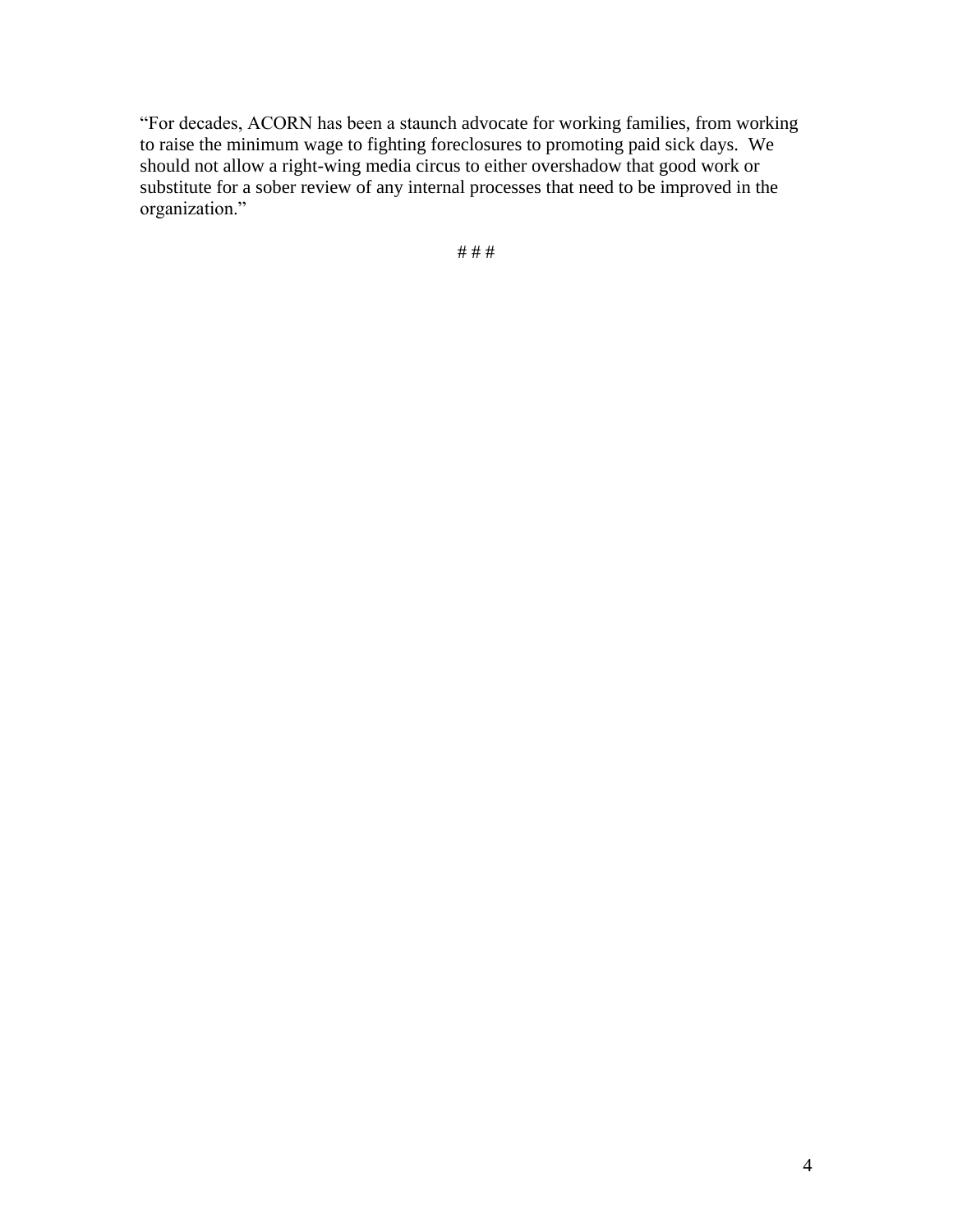"For decades, ACORN has been a staunch advocate for working families, from working to raise the minimum wage to fighting foreclosures to promoting paid sick days. We should not allow a right-wing media circus to either overshadow that good work or substitute for a sober review of any internal processes that need to be improved in the organization."

# # #